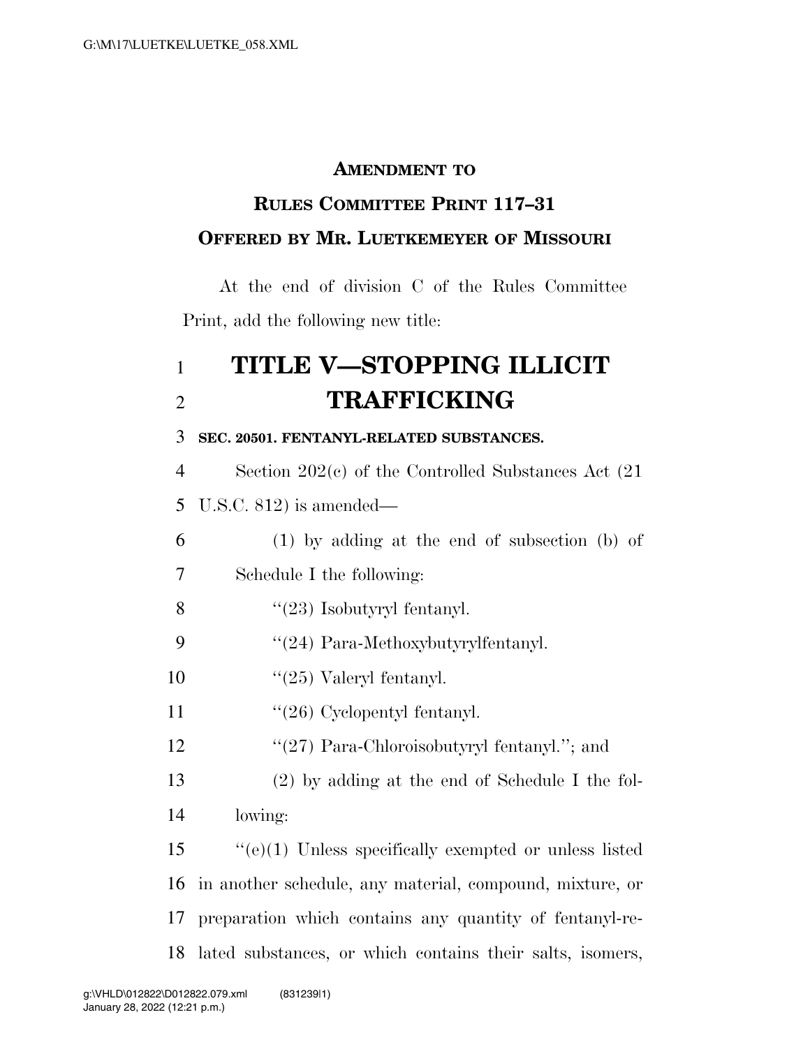**AMENDMENT TO**

**RULES COMMITTEE PRINT 117–31**

**OFFERED BY MR. LUETKEMEYER OF MISSOURI**

At the end of division C of the Rules Committee Print, add the following new title:

# TITLE V—STOPPING ILLICIT TRAFFICKING

**SEC. 20501. FENTANYL-RELATED SUBSTANCES.**

Section 202(c) of the Controlled Substances Act (21 U.S.C. 812) is amended—

(1) by adding at the end of subsection (b) of Schedule I the following:

"(23) Isobutyryl fentanyl.

"(24) Para-Methoxybutyrylfentanyl.

"(25) Valeryl fentanyl.

"(26) Cyclopentyl fentanyl.

"(27) Para-Chloroisobutyryl fentanyl."; and

(2) by adding at the end of Schedule I the following:

"(e)(1) Unless specifically exempted or unless listed in another schedule, any material, compound, mixture, or preparation which contains any quantity of fentanyl-related substances, or which contains their salts, isomers,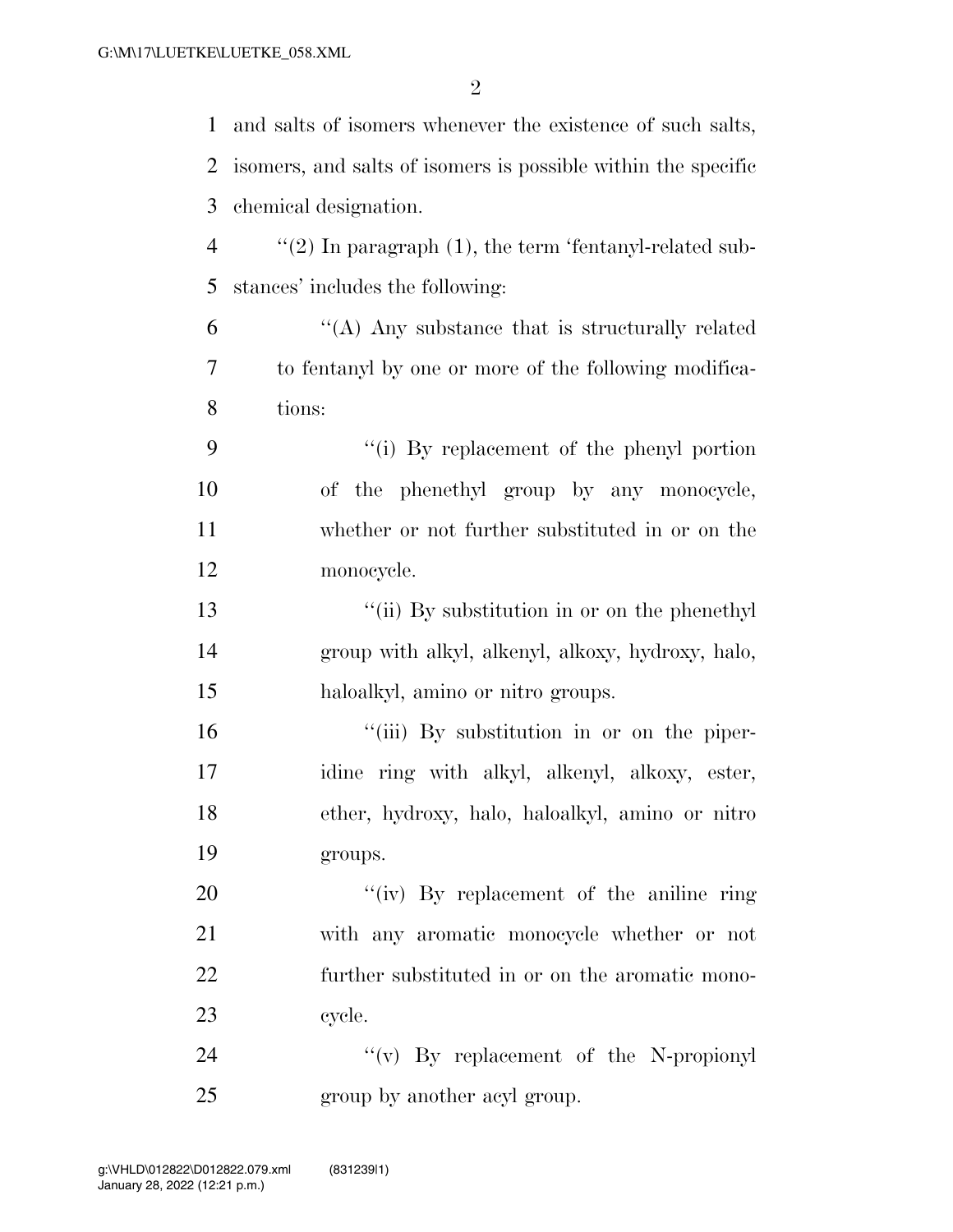and salts of isomers whenever the existence of such salts, isomers, and salts of isomers is possible within the specific chemical designation.

''(2) In paragraph (1), the term 'fentanyl-related substances' includes the following:

''(A) Any substance that is structurally related to fentanyl by one or more of the following modifications:

''(i) By replacement of the phenyl portion of the phenethyl group by any monocycle, whether or not further substituted in or on the monocycle.

''(ii) By substitution in or on the phenethyl group with alkyl, alkenyl, alkoxy, hydroxy, halo, haloalkyl, amino or nitro groups.

''(iii) By substitution in or on the piperidine ring with alkyl, alkenyl, alkoxy, ester, ether, hydroxy, halo, haloalkyl, amino or nitro groups.

''(iv) By replacement of the aniline ring with any aromatic monocycle whether or not further substituted in or on the aromatic monocycle.

''(v) By replacement of the N-propionyl group by another acyl group.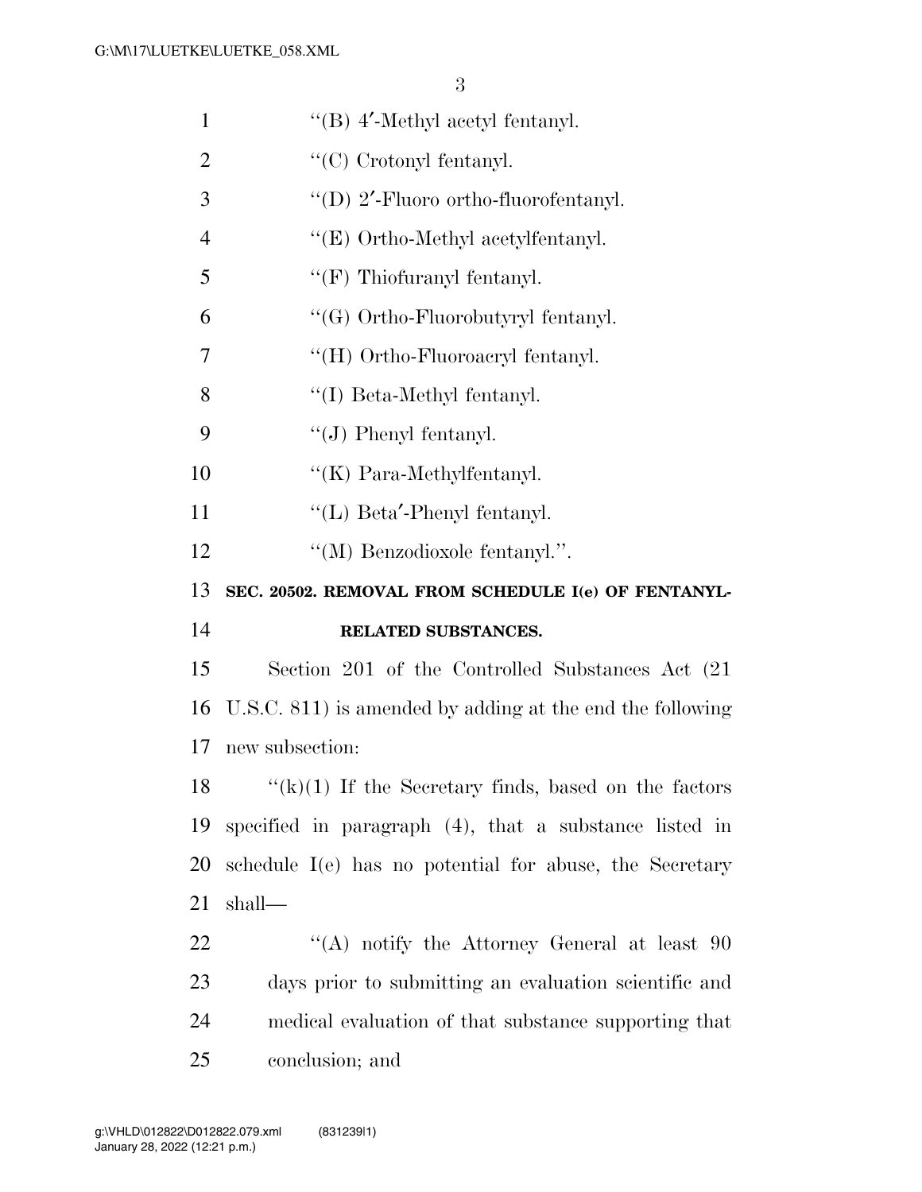"(B) 4′-Methyl acetyl fentanyl.

"(C) Crotonyl fentanyl.

"(D) 2′-Fluoro ortho-fluorofentanyl.

"(E) Ortho-Methyl acetylfentanyl.

"(F) Thiofuranyl fentanyl.

"(G) Ortho-Fluorobutyryl fentanyl.

"(H) Ortho-Fluoroacryl fentanyl.

"(I) Beta-Methyl fentanyl.

"(J) Phenyl fentanyl.

"(K) Para-Methylfentanyl.

"(L) Beta′-Phenyl fentanyl.

"(M) Benzodioxole fentanyl.".

**SEC. 20502. REMOVAL FROM SCHEDULE I(e) OF FENTANYL-RELATED SUBSTANCES.**

Section 201 of the Controlled Substances Act (21 U.S.C. 811) is amended by adding at the end the following new subsection:

"(k)(1) If the Secretary finds, based on the factors specified in paragraph (4), that a substance listed in schedule I(e) has no potential for abuse, the Secretary shall—

"(A) notify the Attorney General at least 90 days prior to submitting an evaluation scientific and medical evaluation of that substance supporting that conclusion; and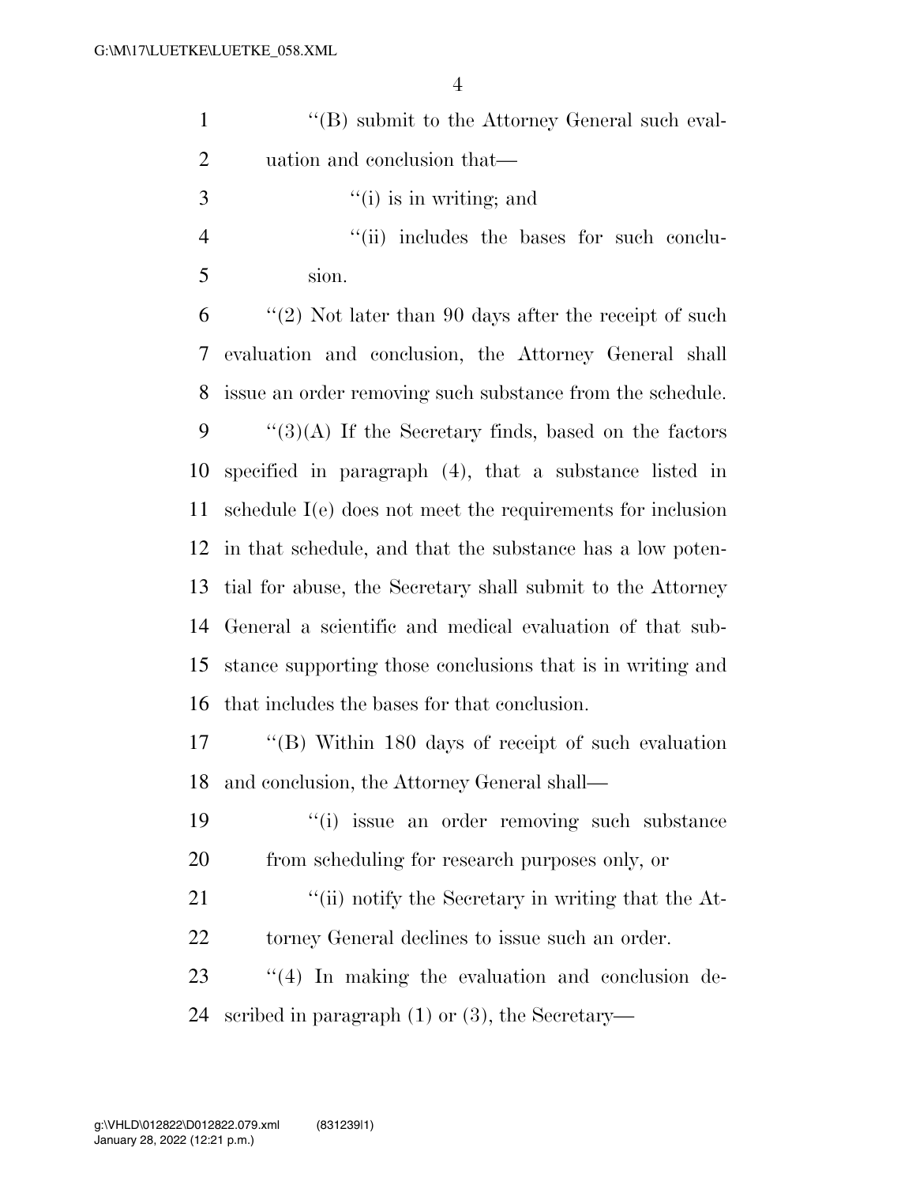''(B) submit to the Attorney General such evaluation and conclusion that—

''(i) is in writing; and

''(ii) includes the bases for such conclusion.

''(2) Not later than 90 days after the receipt of such evaluation and conclusion, the Attorney General shall issue an order removing such substance from the schedule.

''(3)(A) If the Secretary finds, based on the factors specified in paragraph (4), that a substance listed in schedule I(e) does not meet the requirements for inclusion in that schedule, and that the substance has a low potential for abuse, the Secretary shall submit to the Attorney General a scientific and medical evaluation of that substance supporting those conclusions that is in writing and that includes the bases for that conclusion.

''(B) Within 180 days of receipt of such evaluation and conclusion, the Attorney General shall—

''(i) issue an order removing such substance from scheduling for research purposes only, or

''(ii) notify the Secretary in writing that the Attorney General declines to issue such an order.

''(4) In making the evaluation and conclusion described in paragraph (1) or (3), the Secretary—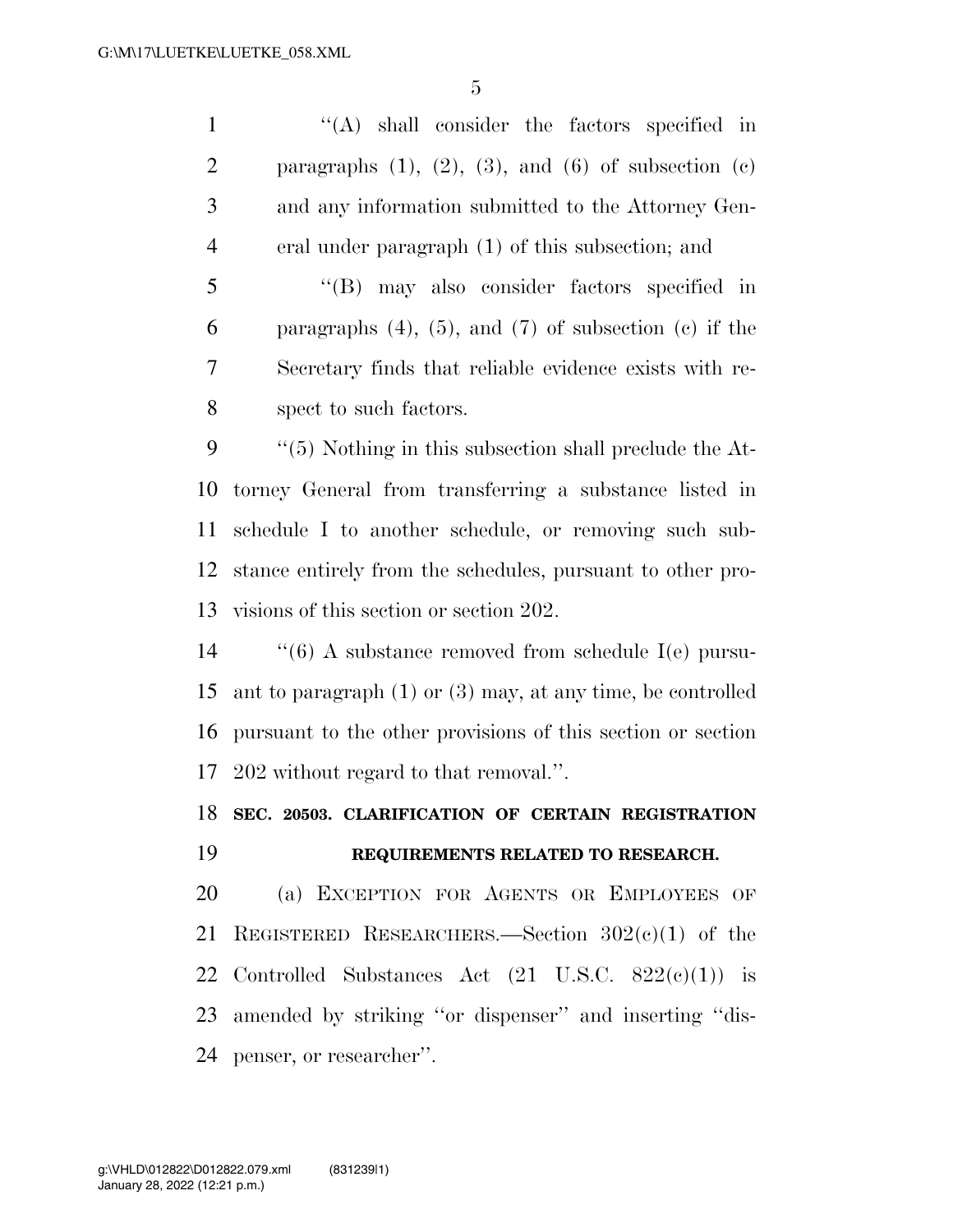''(A) shall consider the factors specified in paragraphs (1), (2), (3), and (6) of subsection (c) and any information submitted to the Attorney General under paragraph (1) of this subsection; and

''(B) may also consider factors specified in paragraphs (4), (5), and (7) of subsection (c) if the Secretary finds that reliable evidence exists with respect to such factors.

''(5) Nothing in this subsection shall preclude the Attorney General from transferring a substance listed in schedule I to another schedule, or removing such substance entirely from the schedules, pursuant to other provisions of this section or section 202.

''(6) A substance removed from schedule I(e) pursuant to paragraph (1) or (3) may, at any time, be controlled pursuant to the other provisions of this section or section 202 without regard to that removal.''.

**SEC. 20503. CLARIFICATION OF CERTAIN REGISTRATION REQUIREMENTS RELATED TO RESEARCH.**

(a) EXCEPTION FOR AGENTS OR EMPLOYEES OF REGISTERED RESEARCHERS.—Section 302(c)(1) of the Controlled Substances Act (21 U.S.C. 822(c)(1)) is amended by striking ''or dispenser'' and inserting ''dispenser, or researcher''.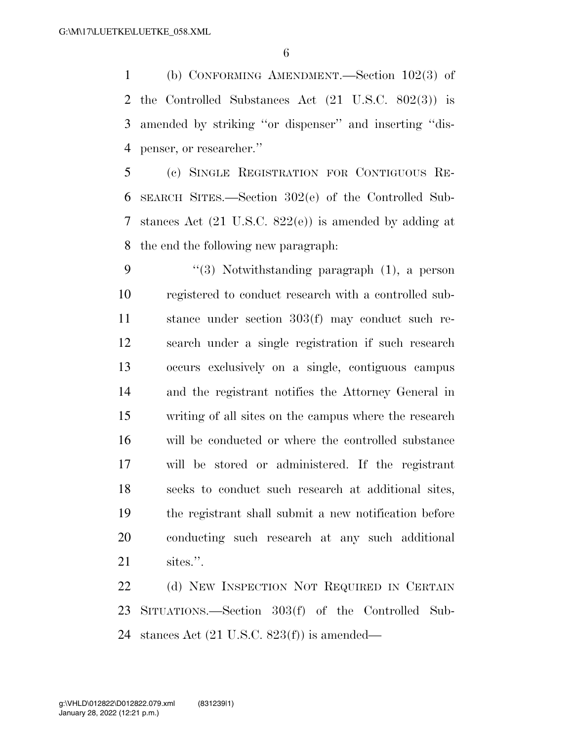(b) CONFORMING AMENDMENT.—Section 102(3) of the Controlled Substances Act (21 U.S.C. 802(3)) is amended by striking ''or dispenser'' and inserting ''dispenser, or researcher.''

(c) SINGLE REGISTRATION FOR CONTIGUOUS RESEARCH SITES.—Section 302(e) of the Controlled Substances Act (21 U.S.C. 822(e)) is amended by adding at the end the following new paragraph:

''(3) Notwithstanding paragraph (1), a person registered to conduct research with a controlled substance under section 303(f) may conduct such research under a single registration if such research occurs exclusively on a single, contiguous campus and the registrant notifies the Attorney General in writing of all sites on the campus where the research will be conducted or where the controlled substance will be stored or administered. If the registrant seeks to conduct such research at additional sites, the registrant shall submit a new notification before conducting such research at any such additional sites.''.

(d) NEW INSPECTION NOT REQUIRED IN CERTAIN SITUATIONS.—Section 303(f) of the Controlled Substances Act (21 U.S.C. 823(f)) is amended—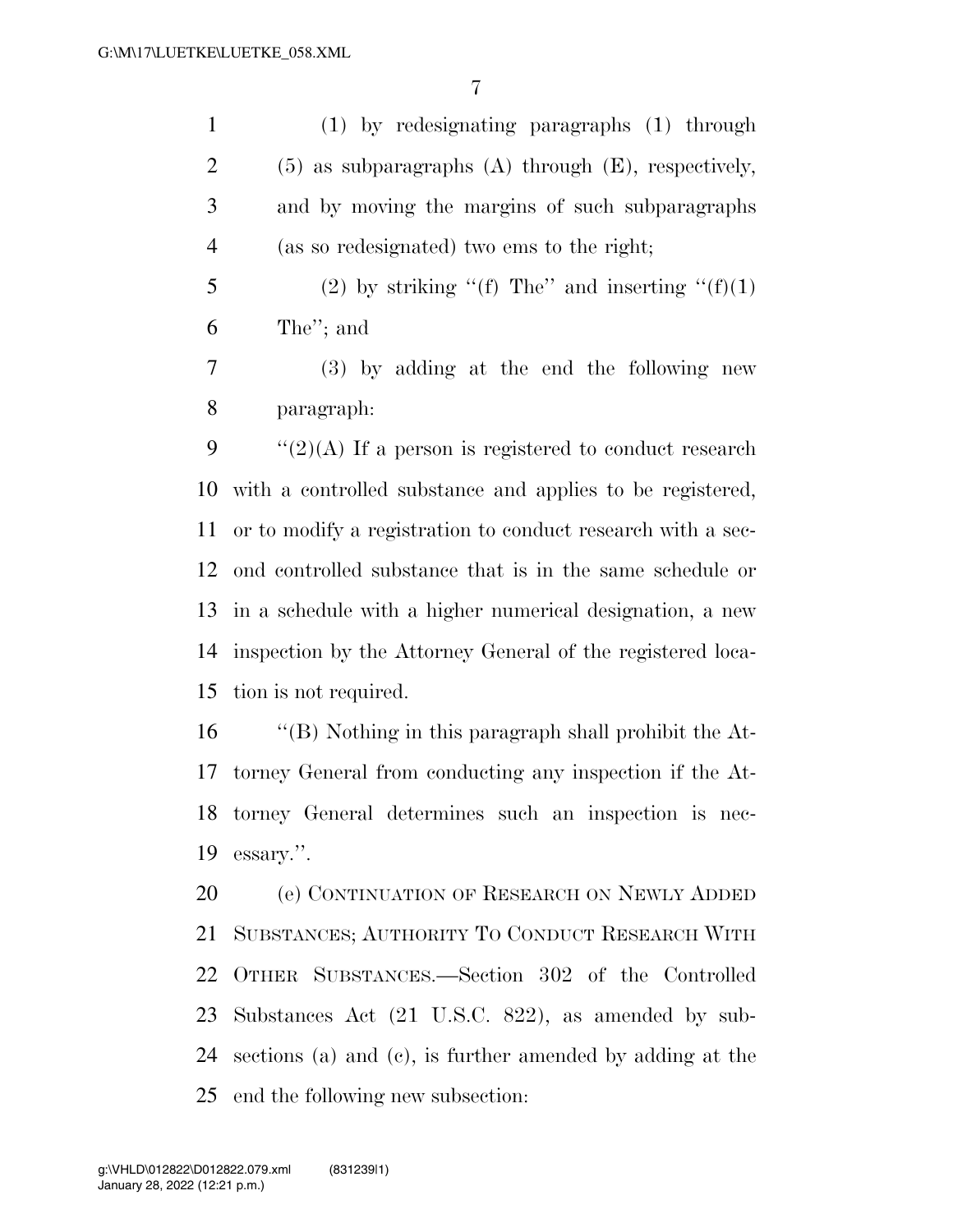(1) by redesignating paragraphs (1) through (5) as subparagraphs (A) through (E), respectively, and by moving the margins of such subparagraphs (as so redesignated) two ems to the right;

(2) by striking "(f) The" and inserting "(f)(1) The"; and

(3) by adding at the end the following new paragraph:

"(2)(A) If a person is registered to conduct research with a controlled substance and applies to be registered, or to modify a registration to conduct research with a second controlled substance that is in the same schedule or in a schedule with a higher numerical designation, a new inspection by the Attorney General of the registered location is not required.

"(B) Nothing in this paragraph shall prohibit the Attorney General from conducting any inspection if the Attorney General determines such an inspection is necessary.".

(e) CONTINUATION OF RESEARCH ON NEWLY ADDED SUBSTANCES; AUTHORITY TO CONDUCT RESEARCH WITH OTHER SUBSTANCES.—Section 302 of the Controlled Substances Act (21 U.S.C. 822), as amended by subsections (a) and (c), is further amended by adding at the end the following new subsection: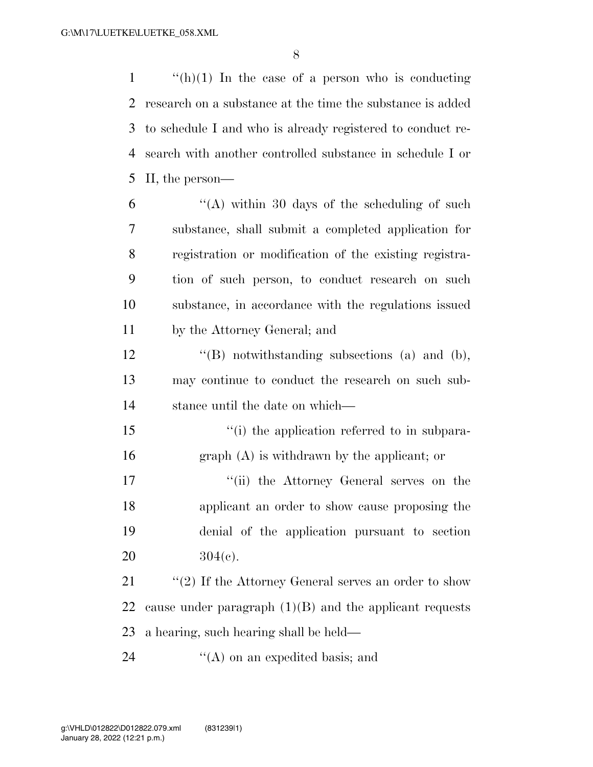''(h)(1) In the case of a person who is conducting research on a substance at the time the substance is added to schedule I and who is already registered to conduct research with another controlled substance in schedule I or II, the person—

''(A) within 30 days of the scheduling of such substance, shall submit a completed application for registration or modification of the existing registration of such person, to conduct research on such substance, in accordance with the regulations issued by the Attorney General; and

''(B) notwithstanding subsections (a) and (b), may continue to conduct the research on such substance until the date on which—

''(i) the application referred to in subparagraph (A) is withdrawn by the applicant; or

''(ii) the Attorney General serves on the applicant an order to show cause proposing the denial of the application pursuant to section 304(c).

''(2) If the Attorney General serves an order to show cause under paragraph (1)(B) and the applicant requests a hearing, such hearing shall be held—

''(A) on an expedited basis; and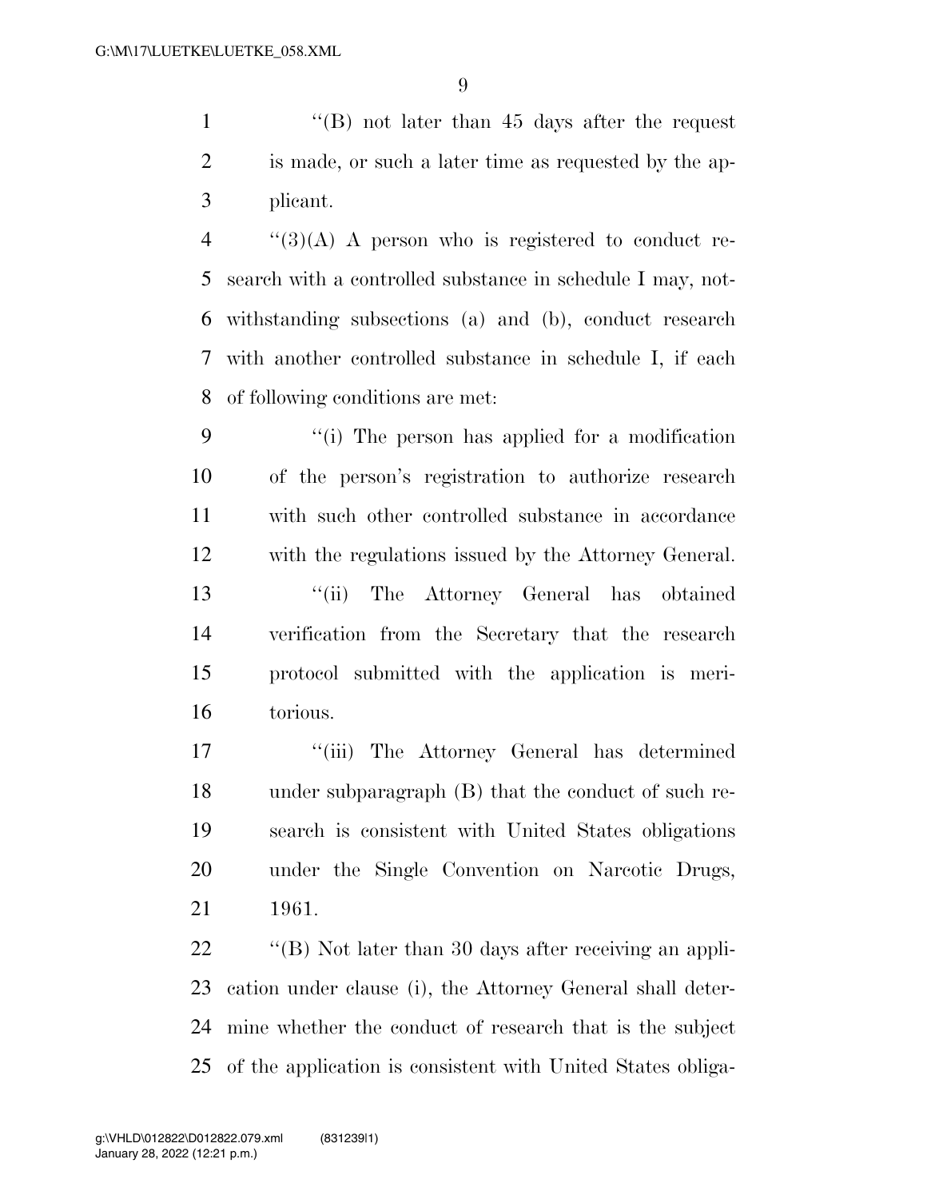''(B) not later than 45 days after the request is made, or such a later time as requested by the applicant.

''(3)(A) A person who is registered to conduct research with a controlled substance in schedule I may, notwithstanding subsections (a) and (b), conduct research with another controlled substance in schedule I, if each of following conditions are met:

''(i) The person has applied for a modification of the person's registration to authorize research with such other controlled substance in accordance with the regulations issued by the Attorney General.

''(ii) The Attorney General has obtained verification from the Secretary that the research protocol submitted with the application is meritorious.

''(iii) The Attorney General has determined under subparagraph (B) that the conduct of such research is consistent with United States obligations under the Single Convention on Narcotic Drugs, 1961.

''(B) Not later than 30 days after receiving an application under clause (i), the Attorney General shall determine whether the conduct of research that is the subject of the application is consistent with United States obliga-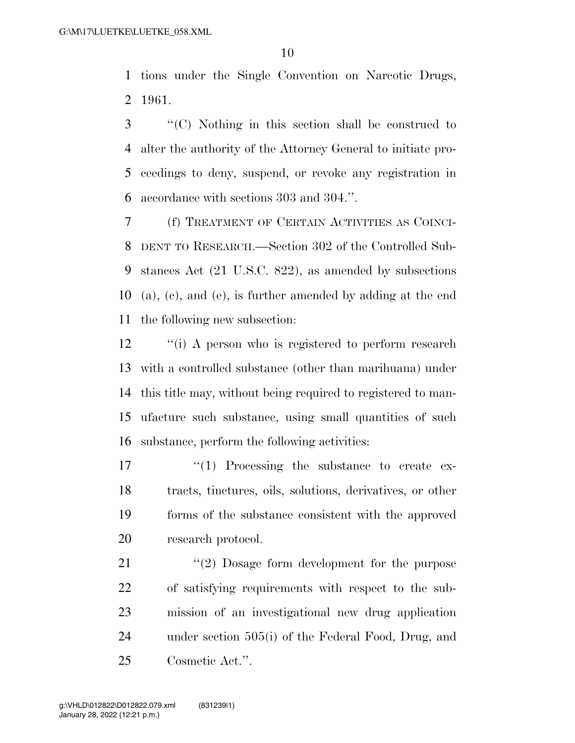tions under the Single Convention on Narcotic Drugs, 1961.

''(C) Nothing in this section shall be construed to alter the authority of the Attorney General to initiate proceedings to deny, suspend, or revoke any registration in accordance with sections 303 and 304.''.

(f) TREATMENT OF CERTAIN ACTIVITIES AS COINCIDENT TO RESEARCH.—Section 302 of the Controlled Substances Act (21 U.S.C. 822), as amended by subsections (a), (c), and (e), is further amended by adding at the end the following new subsection:

''(i) A person who is registered to perform research with a controlled substance (other than marihuana) under this title may, without being required to registered to manufacture such substance, using small quantities of such substance, perform the following activities:

''(1) Processing the substance to create extracts, tinctures, oils, solutions, derivatives, or other forms of the substance consistent with the approved research protocol.

''(2) Dosage form development for the purpose of satisfying requirements with respect to the submission of an investigational new drug application under section 505(i) of the Federal Food, Drug, and Cosmetic Act.''.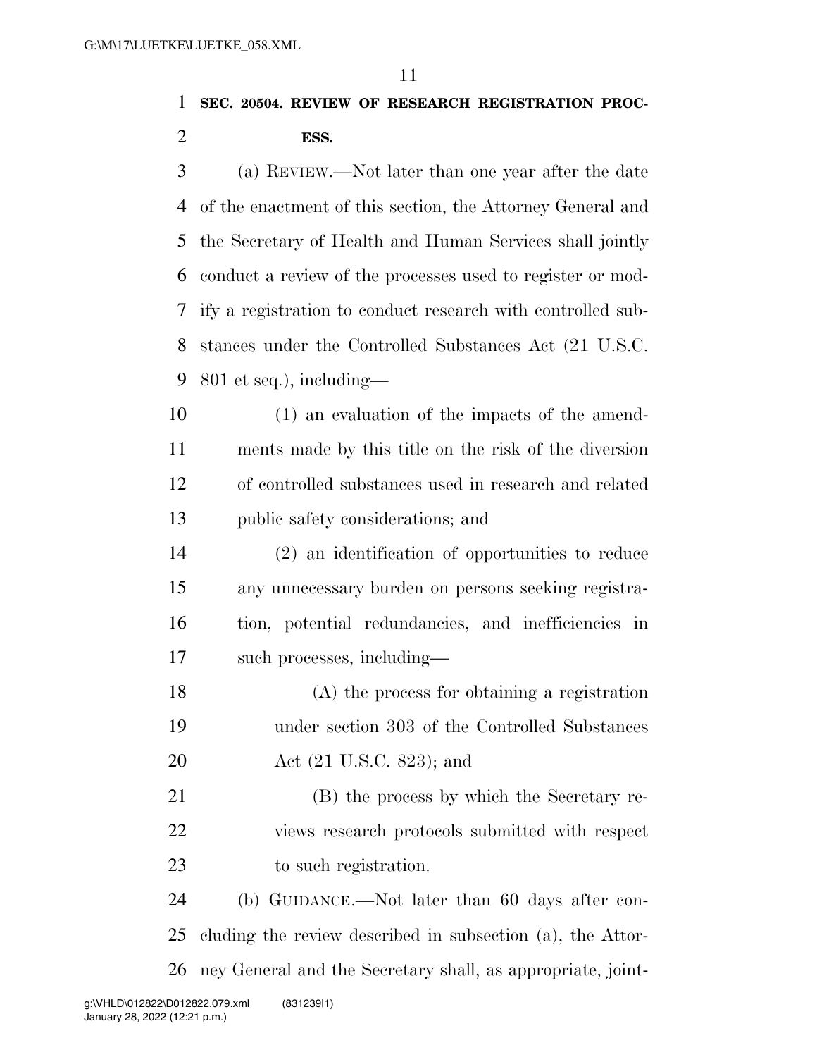**SEC. 20504. REVIEW OF RESEARCH REGISTRATION PROCESS.**

(a) REVIEW.—Not later than one year after the date of the enactment of this section, the Attorney General and the Secretary of Health and Human Services shall jointly conduct a review of the processes used to register or modify a registration to conduct research with controlled substances under the Controlled Substances Act (21 U.S.C. 801 et seq.), including—

(1) an evaluation of the impacts of the amendments made by this title on the risk of the diversion of controlled substances used in research and related public safety considerations; and

(2) an identification of opportunities to reduce any unnecessary burden on persons seeking registration, potential redundancies, and inefficiencies in such processes, including—

(A) the process for obtaining a registration under section 303 of the Controlled Substances Act (21 U.S.C. 823); and

(B) the process by which the Secretary reviews research protocols submitted with respect to such registration.

(b) GUIDANCE.—Not later than 60 days after concluding the review described in subsection (a), the Attorney General and the Secretary shall, as appropriate, joint-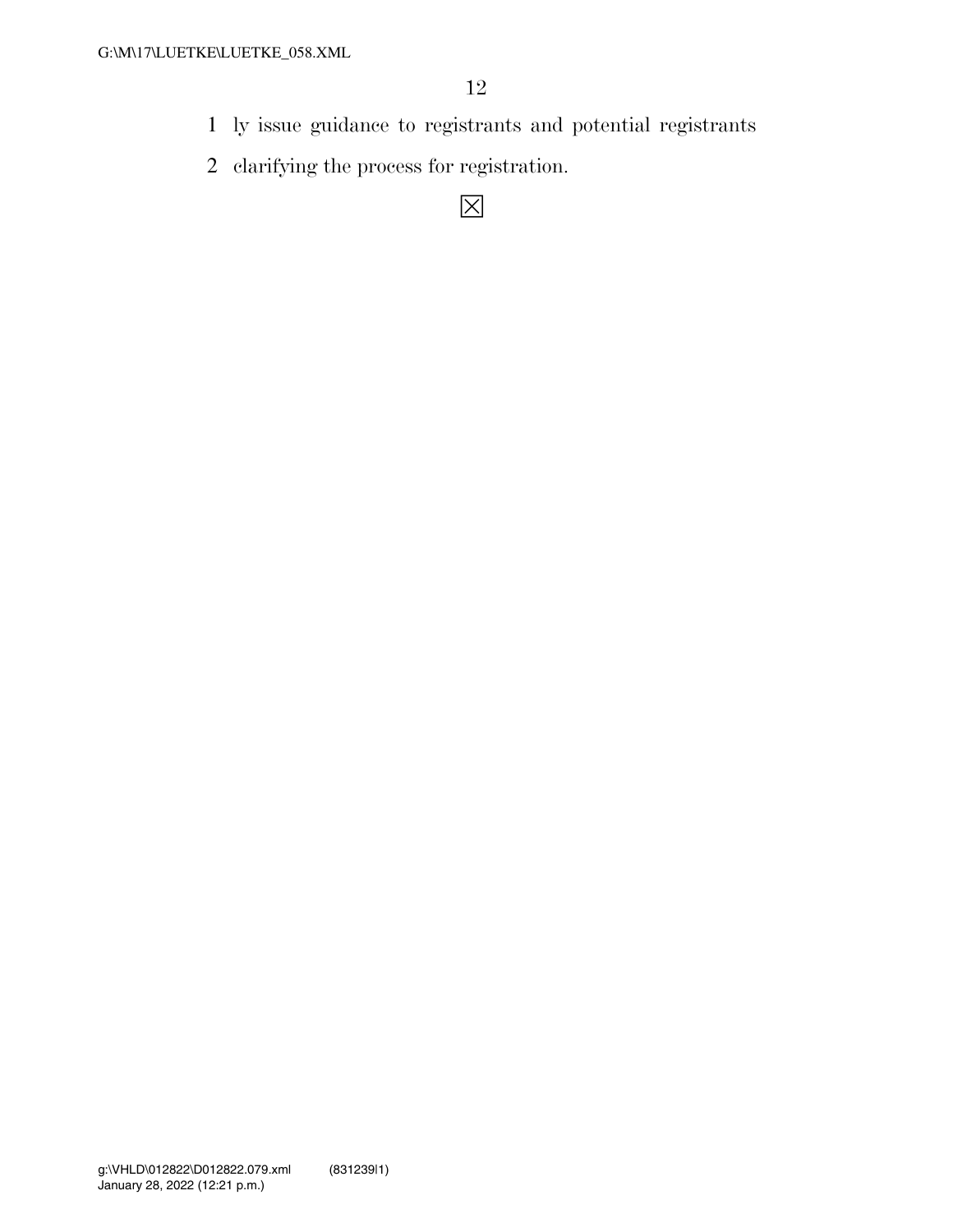ly issue guidance to registrants and potential registrants clarifying the process for registration.